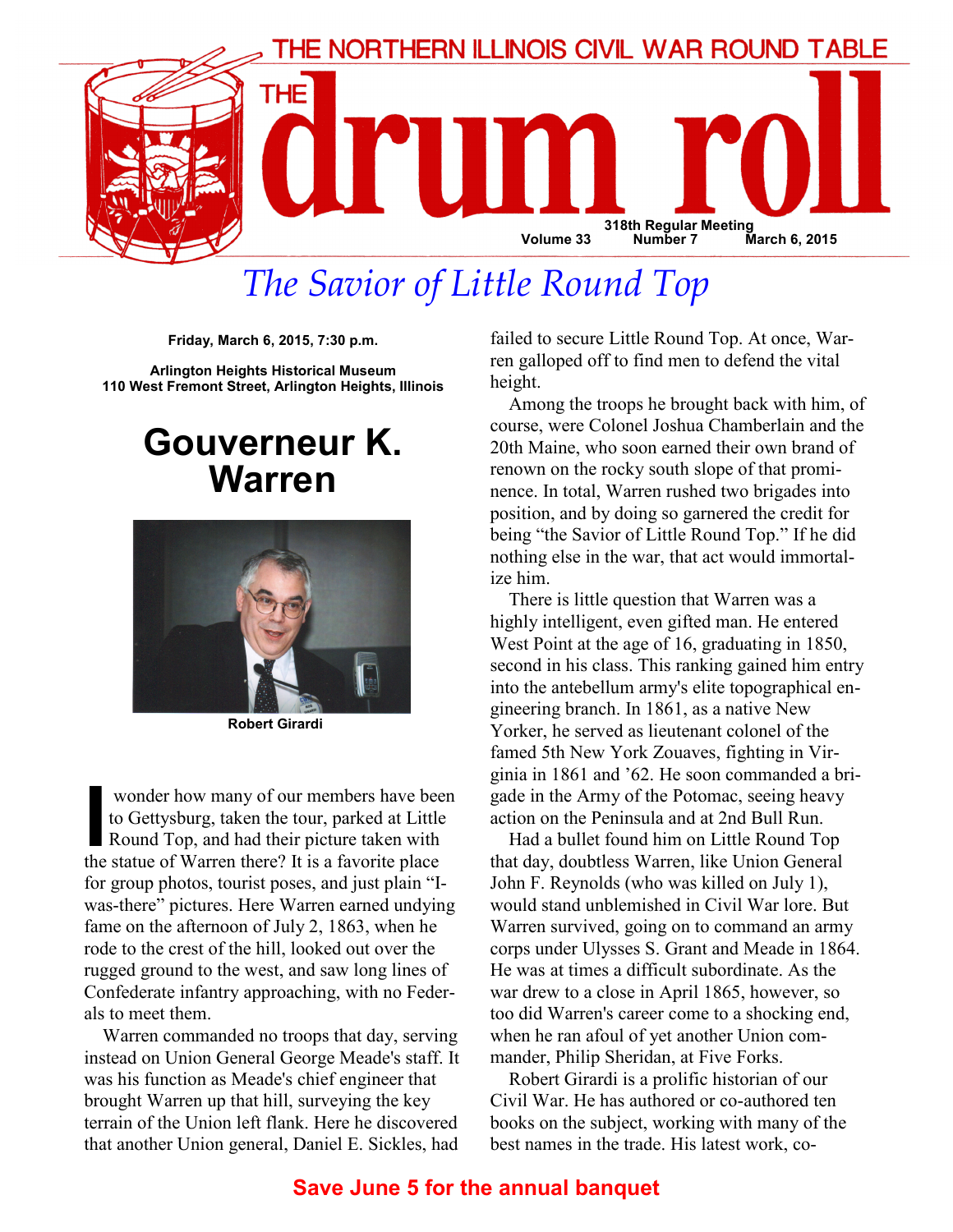# THE NORTHERN ILLINOIS CIVIL WAR ROUND TABLE

# THE drum roll

318th Regular Meeting
Volume 33 Number 7 March 6, 2015

## *The Savior of Little Round Top*

**Friday, March 6, 2015, 7:30 p.m.**

**Arlington Heights Historical Museum**
**110 West Fremont Street, Arlington Heights, Illinois**

# Gouverneur K. Warren

**Robert Girardi**

I wonder how many of our members have been to Gettysburg, taken the tour, parked at Little Round Top, and had their picture taken with the statue of Warren there? It is a favorite place for group photos, tourist poses, and just plain "I-was-there" pictures. Here Warren earned undying fame on the afternoon of July 2, 1863, when he rode to the crest of the hill, looked out over the rugged ground to the west, and saw long lines of Confederate infantry approaching, with no Federals to meet them.

Warren commanded no troops that day, serving instead on Union General George Meade's staff. It was his function as Meade's chief engineer that brought Warren up that hill, surveying the key terrain of the Union left flank. Here he discovered that another Union general, Daniel E. Sickles, had failed to secure Little Round Top. At once, Warren galloped off to find men to defend the vital height.

Among the troops he brought back with him, of course, were Colonel Joshua Chamberlain and the 20th Maine, who soon earned their own brand of renown on the rocky south slope of that prominence. In total, Warren rushed two brigades into position, and by doing so garnered the credit for being "the Savior of Little Round Top." If he did nothing else in the war, that act would immortalize him.

There is little question that Warren was a highly intelligent, even gifted man. He entered West Point at the age of 16, graduating in 1850, second in his class. This ranking gained him entry into the antebellum army's elite topographical engineering branch. In 1861, as a native New Yorker, he served as lieutenant colonel of the famed 5th New York Zouaves, fighting in Virginia in 1861 and '62. He soon commanded a brigade in the Army of the Potomac, seeing heavy action on the Peninsula and at 2nd Bull Run.

Had a bullet found him on Little Round Top that day, doubtless Warren, like Union General John F. Reynolds (who was killed on July 1), would stand unblemished in Civil War lore. But Warren survived, going on to command an army corps under Ulysses S. Grant and Meade in 1864. He was at times a difficult subordinate. As the war drew to a close in April 1865, however, so too did Warren's career come to a shocking end, when he ran afoul of yet another Union commander, Philip Sheridan, at Five Forks.

Robert Girardi is a prolific historian of our Civil War. He has authored or co-authored ten books on the subject, working with many of the best names in the trade. His latest work, co-

**Save June 5 for the annual banquet**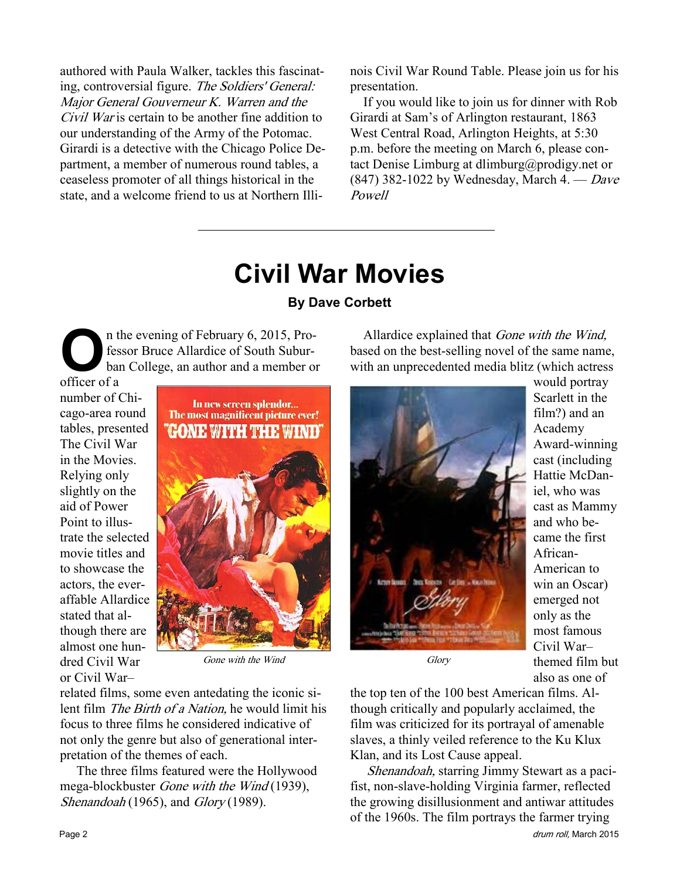authored with Paula Walker, tackles this fascinating, controversial figure. *The Soldiers' General: Major General Gouverneur K. Warren and the Civil War* is certain to be another fine addition to our understanding of the Army of the Potomac. Girardi is a detective with the Chicago Police Department, a member of numerous round tables, a ceaseless promoter of all things historical in the state, and a welcome friend to us at Northern Illinois Civil War Round Table. Please join us for his presentation.

If you would like to join us for dinner with Rob Girardi at Sam's of Arlington restaurant, 1863 West Central Road, Arlington Heights, at 5:30 p.m. before the meeting on March 6, please contact Denise Limburg at dlimburg@prodigy.net or (847) 382-1022 by Wednesday, March 4. — *Dave Powell*

---

# Civil War Movies

**By Dave Corbett**

On the evening of February 6, 2015, Professor Bruce Allardice of South Suburban College, an author and a member or officer of a number of Chicago-area round tables, presented The Civil War in the Movies. Relying only slightly on the aid of Power Point to illustrate the selected movie titles and to showcase the actors, the ever-affable Allardice stated that although there are almost one hundred Civil War or Civil War–related films, some even antedating the iconic silent film *The Birth of a Nation,* he would limit his focus to three films he considered indicative of not only the genre but also of generational interpretation of the themes of each.

*Gone with the Wind*

The three films featured were the Hollywood mega-blockbuster *Gone with the Wind* (1939), *Shenandoah* (1965), and *Glory* (1989).

Allardice explained that *Gone with the Wind,* based on the best-selling novel of the same name, with an unprecedented media blitz (which actress would portray Scarlett in the film?) and an Academy Award-winning cast (including Hattie McDaniel, who was cast as Mammy and who became the first African-American to win an Oscar) emerged not only as the most famous Civil War–themed film but also as one of the top ten of the 100 best American films. Although critically and popularly acclaimed, the film was criticized for its portrayal of amenable slaves, a thinly veiled reference to the Ku Klux Klan, and its Lost Cause appeal.

*Glory*

*Shenandoah,* starring Jimmy Stewart as a pacifist, non-slave-holding Virginia farmer, reflected the growing disillusionment and antiwar attitudes of the 1960s. The film portrays the farmer trying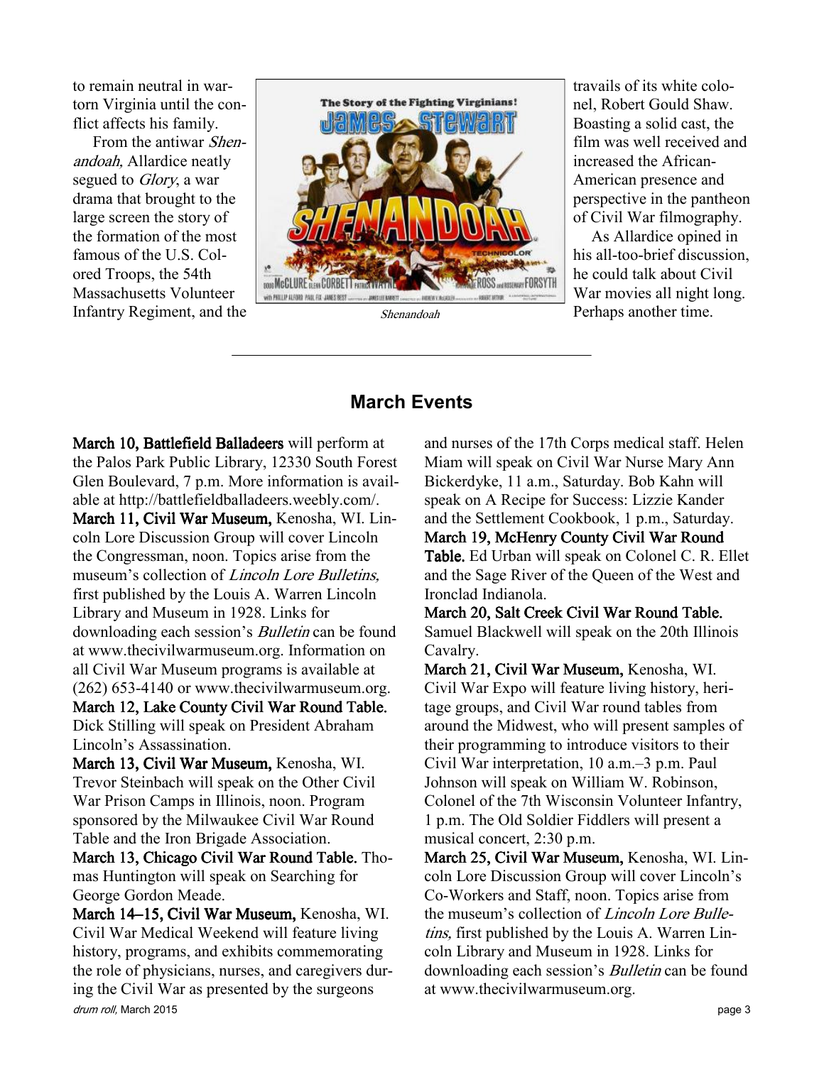to remain neutral in war-torn Virginia until the conflict affects his family.

From the antiwar *Shenandoah,* Allardice neatly segued to *Glory*, a war drama that brought to the large screen the story of the formation of the most famous of the U.S. Colored Troops, the 54th Massachusetts Volunteer Infantry Regiment, and the travails of its white colonel, Robert Gould Shaw. Boasting a solid cast, the film was well received and increased the African-American presence and perspective in the pantheon of Civil War filmography.

*Shenandoah*

As Allardice opined in his all-too-brief discussion, he could talk about Civil War movies all night long. Perhaps another time.

---

## March Events

**March 10, Battlefield Balladeers** will perform at the Palos Park Public Library, 12330 South Forest Glen Boulevard, 7 p.m. More information is available at http://battlefieldballadeers.weebly.com/.

**March 11, Civil War Museum,** Kenosha, WI. Lincoln Lore Discussion Group will cover Lincoln the Congressman, noon. Topics arise from the museum's collection of *Lincoln Lore Bulletins,* first published by the Louis A. Warren Lincoln Library and Museum in 1928. Links for downloading each session's *Bulletin* can be found at www.thecivilwarmuseum.org. Information on all Civil War Museum programs is available at (262) 653-4140 or www.thecivilwarmuseum.org.

**March 12, Lake County Civil War Round Table.** Dick Stilling will speak on President Abraham Lincoln's Assassination.

**March 13, Civil War Museum,** Kenosha, WI. Trevor Steinbach will speak on the Other Civil War Prison Camps in Illinois, noon. Program sponsored by the Milwaukee Civil War Round Table and the Iron Brigade Association.

**March 13, Chicago Civil War Round Table.** Thomas Huntington will speak on Searching for George Gordon Meade.

**March 14–15, Civil War Museum,** Kenosha, WI. Civil War Medical Weekend will feature living history, programs, and exhibits commemorating the role of physicians, nurses, and caregivers during the Civil War as presented by the surgeons and nurses of the 17th Corps medical staff. Helen Miam will speak on Civil War Nurse Mary Ann Bickerdyke, 11 a.m., Saturday. Bob Kahn will speak on A Recipe for Success: Lizzie Kander and the Settlement Cookbook, 1 p.m., Saturday.

**March 19, McHenry County Civil War Round Table.** Ed Urban will speak on Colonel C. R. Ellet and the Sage River of the Queen of the West and Ironclad Indianola.

**March 20, Salt Creek Civil War Round Table.** Samuel Blackwell will speak on the 20th Illinois Cavalry.

**March 21, Civil War Museum,** Kenosha, WI. Civil War Expo will feature living history, heritage groups, and Civil War round tables from around the Midwest, who will present samples of their programming to introduce visitors to their Civil War interpretation, 10 a.m.–3 p.m. Paul Johnson will speak on William W. Robinson, Colonel of the 7th Wisconsin Volunteer Infantry, 1 p.m. The Old Soldier Fiddlers will present a musical concert, 2:30 p.m.

**March 25, Civil War Museum,** Kenosha, WI. Lincoln Lore Discussion Group will cover Lincoln's Co-Workers and Staff, noon. Topics arise from the museum's collection of *Lincoln Lore Bulletins,* first published by the Louis A. Warren Lincoln Library and Museum in 1928. Links for downloading each session's *Bulletin* can be found at www.thecivilwarmuseum.org.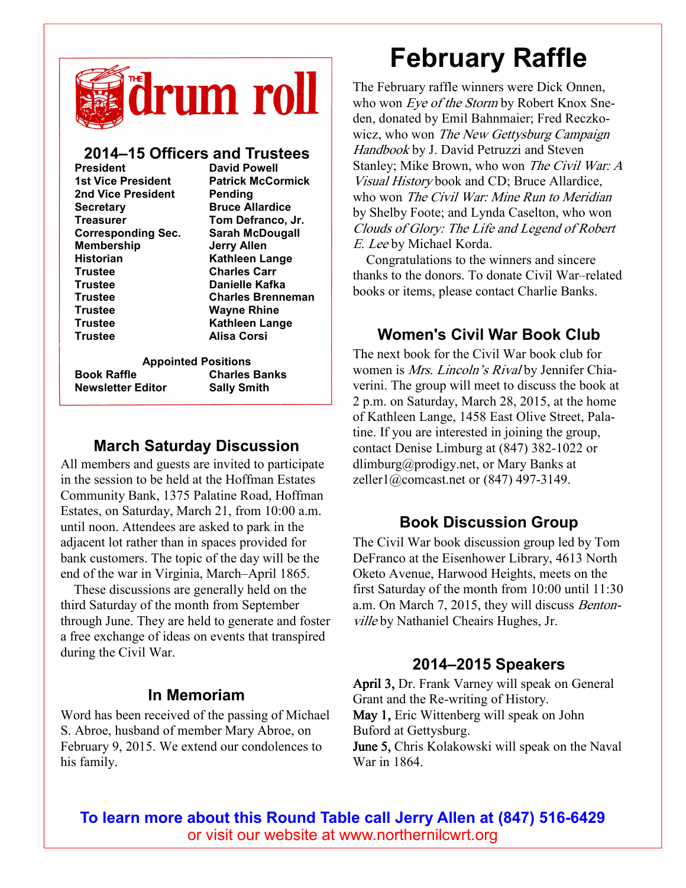# the drum roll

## 2014–15 Officers and Trustees

| | |
|---|---|
| President | David Powell |
| 1st Vice President | Patrick McCormick |
| 2nd Vice President | Pending |
| Secretary | Bruce Allardice |
| Treasurer | Tom Defranco, Jr. |
| Corresponding Sec. | Sarah McDougall |
| Membership | Jerry Allen |
| Historian | Kathleen Lange |
| Trustee | Charles Carr |
| Trustee | Danielle Kafka |
| Trustee | Charles Brenneman |
| Trustee | Wayne Rhine |
| Trustee | Kathleen Lange |
| Trustee | Alisa Corsi |

**Appointed Positions**

| | |
|---|---|
| Book Raffle | Charles Banks |
| Newsletter Editor | Sally Smith |

## March Saturday Discussion

All members and guests are invited to participate in the session to be held at the Hoffman Estates Community Bank, 1375 Palatine Road, Hoffman Estates, on Saturday, March 21, from 10:00 a.m. until noon. Attendees are asked to park in the adjacent lot rather than in spaces provided for bank customers. The topic of the day will be the end of the war in Virginia, March–April 1865.

These discussions are generally held on the third Saturday of the month from September through June. They are held to generate and foster a free exchange of ideas on events that transpired during the Civil War.

## In Memoriam

Word has been received of the passing of Michael S. Abroe, husband of member Mary Abroe, on February 9, 2015. We extend our condolences to his family.

# February Raffle

The February raffle winners were Dick Onnen, who won *Eye of the Storm* by Robert Knox Sneden, donated by Emil Bahnmaier; Fred Reczkowicz, who won *The New Gettysburg Campaign Handbook* by J. David Petruzzi and Steven Stanley; Mike Brown, who won *The Civil War: A Visual History* book and CD; Bruce Allardice, who won *The Civil War: Mine Run to Meridian* by Shelby Foote; and Lynda Caselton, who won *Clouds of Glory: The Life and Legend of Robert E. Lee* by Michael Korda.

Congratulations to the winners and sincere thanks to the donors. To donate Civil War–related books or items, please contact Charlie Banks.

## Women's Civil War Book Club

The next book for the Civil War book club for women is *Mrs. Lincoln's Rival* by Jennifer Chiaverini. The group will meet to discuss the book at 2 p.m. on Saturday, March 28, 2015, at the home of Kathleen Lange, 1458 East Olive Street, Palatine. If you are interested in joining the group, contact Denise Limburg at (847) 382-1022 or dlimburg@prodigy.net, or Mary Banks at zeller1@comcast.net or (847) 497-3149.

## Book Discussion Group

The Civil War book discussion group led by Tom DeFranco at the Eisenhower Library, 4613 North Oketo Avenue, Harwood Heights, meets on the first Saturday of the month from 10:00 until 11:30 a.m. On March 7, 2015, they will discuss *Bentonville* by Nathaniel Cheairs Hughes, Jr.

## 2014–2015 Speakers

**April 3,** Dr. Frank Varney will speak on General Grant and the Re-writing of History.
**May 1,** Eric Wittenberg will speak on John Buford at Gettysburg.
**June 5,** Chris Kolakowski will speak on the Naval War in 1864.

**To learn more about this Round Table call Jerry Allen at (847) 516-6429**
or visit our website at www.northernilcwrt.org